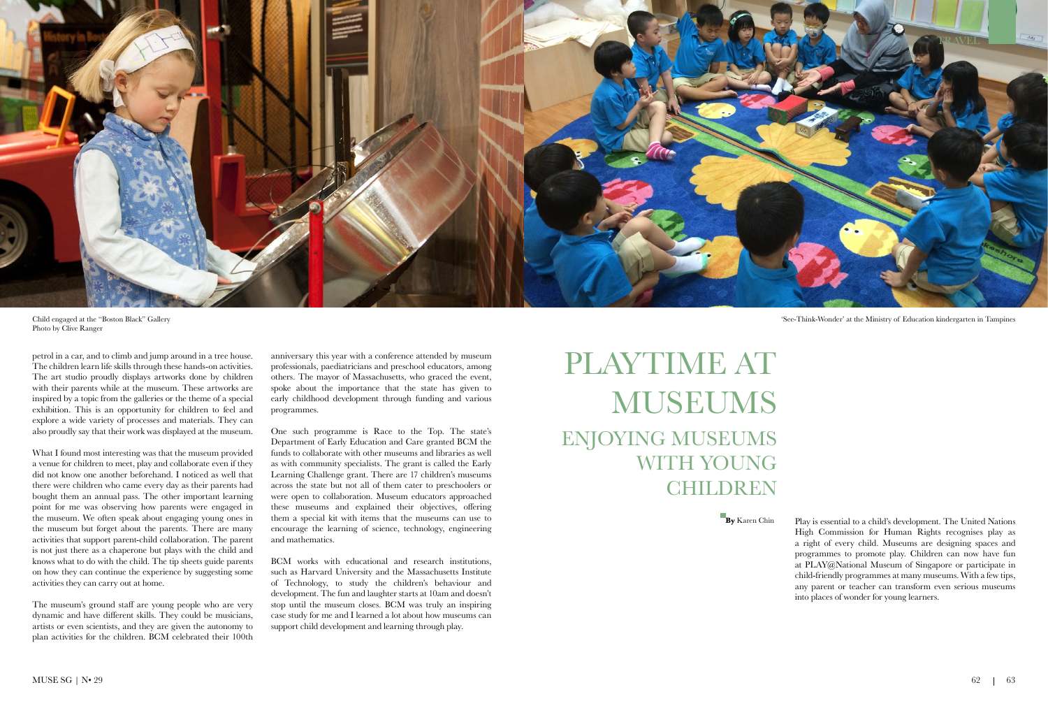Child engaged at the "Boston Black" Gallery
Photo by Clive Ranger

'See-Think-Wonder' at the Ministry of Education kindergarten in Tampines

petrol in a car, and to climb and jump around in a tree house. The children learn life skills through these hands-on activities. The art studio proudly displays artworks done by children with their parents while at the museum. These artworks are inspired by a topic from the galleries or the theme of a special exhibition. This is an opportunity for children to feel and explore a wide variety of processes and materials. They can also proudly say that their work was displayed at the museum.

What I found most interesting was that the museum provided a venue for children to meet, play and collaborate even if they did not know one another beforehand. I noticed as well that there were children who came every day as their parents had bought them an annual pass. The other important learning point for me was observing how parents were engaged in the museum. We often speak about engaging young ones in the museum but forget about the parents. There are many activities that support parent-child collaboration. The parent is not just there as a chaperone but plays with the child and knows what to do with the child. The tip sheets guide parents on how they can continue the experience by suggesting some activities they can carry out at home.

The museum's ground staff are young people who are very dynamic and have different skills. They could be musicians, artists or even scientists, and they are given the autonomy to plan activities for the children. BCM celebrated their 100th anniversary this year with a conference attended by museum professionals, paediatricians and preschool educators, among others. The mayor of Massachusetts, who graced the event, spoke about the importance that the state has given to early childhood development through funding and various programmes.

One such programme is Race to the Top. The state's Department of Early Education and Care granted BCM the funds to collaborate with other museums and libraries as well as with community specialists. The grant is called the Early Learning Challenge grant. There are 17 children's museums across the state but not all of them cater to preschoolers or were open to collaboration. Museum educators approached these museums and explained their objectives, offering them a special kit with items that the museums can use to encourage the learning of science, technology, engineering and mathematics.

BCM works with educational and research institutions, such as Harvard University and the Massachusetts Institute of Technology, to study the children's behaviour and development. The fun and laughter starts at 10am and doesn't stop until the museum closes. BCM was truly an inspiring case study for me and I learned a lot about how museums can support child development and learning through play.

# PLAYTIME AT MUSEUMS

## ENJOYING MUSEUMS WITH YOUNG CHILDREN

**By** Karen Chin

Play is essential to a child's development. The United Nations High Commission for Human Rights recognises play as a right of every child. Museums are designing spaces and programmes to promote play. Children can now have fun at PLAY@National Museum of Singapore or participate in child-friendly programmes at many museums. With a few tips, any parent or teacher can transform even serious museums into places of wonder for young learners.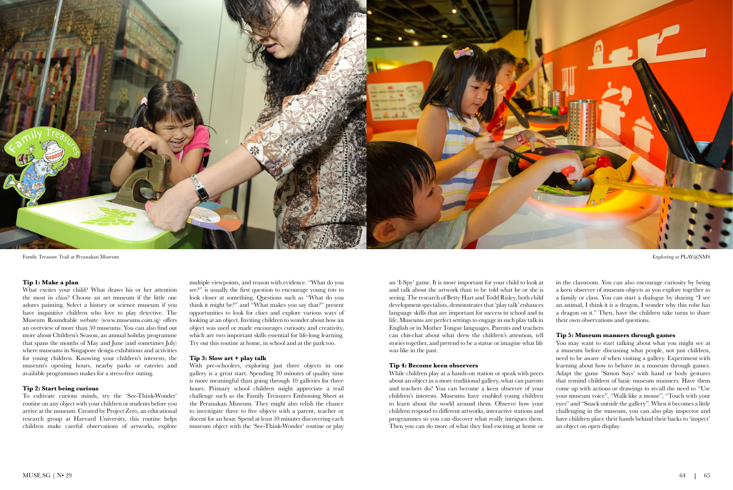Family Treasure Trail at Peranakan Museum

Exploring at PLAY@NMS

**Tip 1: Make a plan**

What excites your child? What draws his or her attention the most in class? Choose an art museum if the little one adores painting. Select a history or science museum if you have inquisitive children who love to play detective. The Museum Roundtable website (www.museums.com.sg) offers an overview of more than 50 museums. You can also find out more about Children's Season, an annual holiday programme that spans the months of May and June (and sometimes July) where museums in Singapore design exhibitions and activities for young children. Knowing your children's interests, the museum's opening hours, nearby parks or eateries and available programmes makes for a stress-free outing.

**Tip 2: Start being curious**

To cultivate curious minds, try the 'See-Think-Wonder' routine on any object with your children or students before you arrive at the museum. Created by Project Zero, an educational research group at Harvard University, this routine helps children make careful observations of artworks, explore multiple viewpoints, and reason with evidence. "What do you see?" is usually the first question to encourage young tots to look closer at something. Questions such as "What do you think it might be?" and "What makes you say that?" present opportunities to look for clues and explore various ways of looking at an object. Inviting children to wonder about how an object was used or made encourages curiosity and creativity, which are two important skills essential for life-long learning. Try out this routine at home, in school and at the park too.

**Tip 3: Slow art + play talk**

With pre-schoolers, exploring just three objects in one gallery is a great start. Spending 30 minutes of quality time is more meaningful than going through 10 galleries for three hours. Primary school children might appreciate a trail challenge such as the Family Treasures Embossing Sheet at the Peranakan Museum. They might also relish the chance to investigate three to five objects with a parent, teacher or docent for an hour. Spend at least 10 minutes discovering each museum object with the 'See-Think-Wonder' routine or play an 'I-Spy' game. It is more important for your child to look at and talk about the artwork than to be told what he or she is seeing. The research of Betty Hart and Todd Risley, both child development specialists, demonstrates that 'play talk' enhances language skills that are important for success in school and in life. Museums are perfect settings to engage in such play talk in English or in Mother Tongue languages. Parents and teachers can chit-chat about what drew the children's attention, tell stories together, and pretend to be a statue or imagine what life was like in the past.

**Tip 4: Become keen observers**

While children play at a hands-on station or speak with peers about an object in a more traditional gallery, what can parents and teachers do? You can become a keen observer of your children's interests. Museums have enabled young children to learn about the world around them. Observe how your children respond to different artworks, interactive stations and programmes so you can discover what really intrigues them. Then you can do more of what they find exciting at home or in the classroom. You can also encourage curiosity by being a keen observer of museum objects as you explore together as a family or class. You can start a dialogue by sharing "I see an animal, I think it is a dragon, I wonder why this robe has a dragon on it." Then, have the children take turns to share their own observations and questions.

**Tip 5: Museum manners through games**

You may want to start talking about what you might see at a museum before discussing what people, not just children, need to be aware of when visiting a gallery. Experiment with learning about how to behave in a museum through games. Adapt the game 'Simon Says' with hand or body gestures that remind children of basic museum manners. Have them come up with actions or drawings to recall the need to "Use your museum voice", "Walk like a mouse", "Touch with your eyes" and "Snack outside the gallery". When it becomes a little challenging in the museum, you can also play inspector and have children place their hands behind their backs to 'inspect' an object on open display.